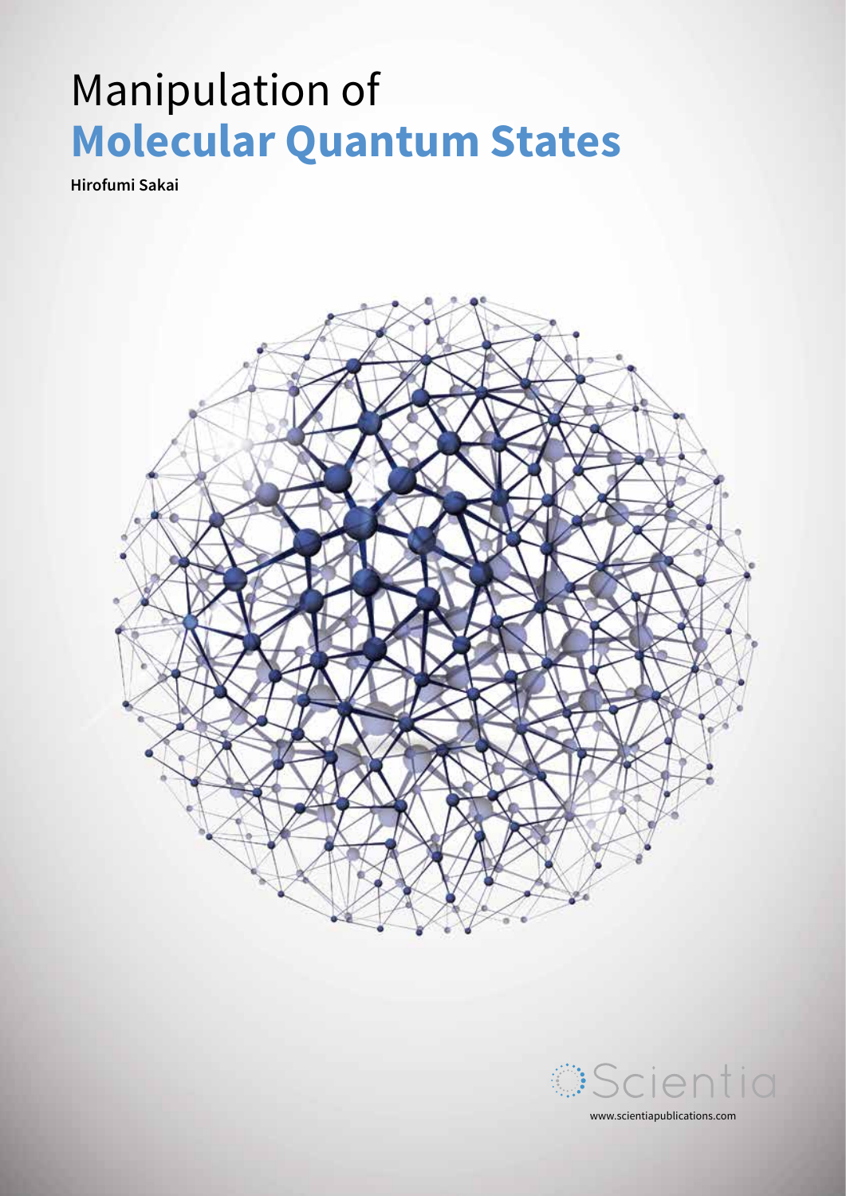# Manipulation of Molecular Quantum States

**Hirofumi Sakai**

Scientia

www.scientiapublications.com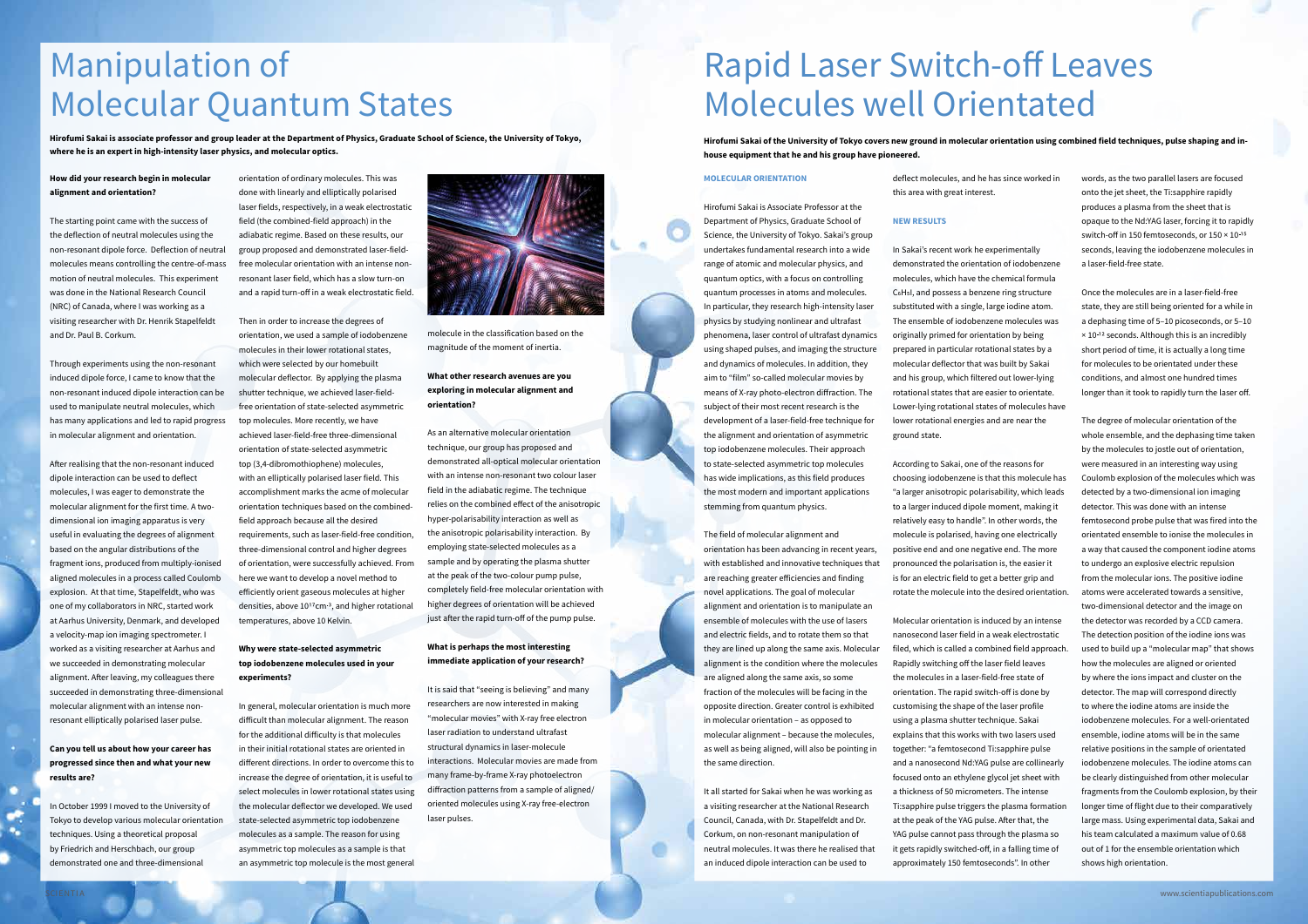# Manipulation of Molecular Quantum States

**Hirofumi Sakai is associate professor and group leader at the Department of Physics, Graduate School of Science, the University of Tokyo, where he is an expert in high-intensity laser physics, and molecular optics.**

**How did your research begin in molecular alignment and orientation?**

The starting point came with the success of the deflection of neutral molecules using the non-resonant dipole force. Deflection of neutral molecules means controlling the centre-of-mass motion of neutral molecules. This experiment was done in the National Research Council (NRC) of Canada, where I was working as a visiting researcher with Dr. Henrik Stapelfeldt and Dr. Paul B. Corkum.

Through experiments using the non-resonant induced dipole force, I came to know that the non-resonant induced dipole interaction can be used to manipulate neutral molecules, which has many applications and led to rapid progress in molecular alignment and orientation.

After realising that the non-resonant induced dipole interaction can be used to deflect molecules, I was eager to demonstrate the molecular alignment for the first time. A two-dimensional ion imaging apparatus is very useful in evaluating the degrees of alignment based on the angular distributions of the fragment ions, produced from multiply-ionised aligned molecules in a process called Coulomb explosion. At that time, Stapelfeldt, who was one of my collaborators in NRC, started work at Aarhus University, Denmark, and developed a velocity-map ion imaging spectrometer. I worked as a visiting researcher at Aarhus and we succeeded in demonstrating molecular alignment. After leaving, my colleagues there succeeded in demonstrating three-dimensional molecular alignment with an intense non-resonant elliptically polarised laser pulse.

**Can you tell us about how your career has progressed since then and what your new results are?**

In October 1999 I moved to the University of Tokyo to develop various molecular orientation techniques. Using a theoretical proposal by Friedrich and Herschbach, our group demonstrated one and three-dimensional orientation of ordinary molecules. This was done with linearly and elliptically polarised laser fields, respectively, in a weak electrostatic field (the combined-field approach) in the adiabatic regime. Based on these results, our group proposed and demonstrated laser-field-free molecular orientation with an intense non-resonant laser field, which has a slow turn-on and a rapid turn-off in a weak electrostatic field.

Then in order to increase the degrees of orientation, we used a sample of iodobenzene molecules in their lower rotational states, which were selected by our homebuilt molecular deflector. By applying the plasma shutter technique, we achieved laser-field-free orientation of state-selected asymmetric top molecules. More recently, we have achieved laser-field-free three-dimensional orientation of state-selected asymmetric top (3,4-dibromothiophene) molecules, with an elliptically polarised laser field. This accomplishment marks the acme of molecular orientation techniques based on the combined-field approach because all the desired requirements, such as laser-field-free condition, three-dimensional control and higher degrees of orientation, were successfully achieved. From here we want to develop a novel method to efficiently orient gaseous molecules at higher densities, above $10^{17}$cm$^{-3}$, and higher rotational temperatures, above 10 Kelvin.

**Why were state-selected asymmetric top iodobenzene molecules used in your experiments?**

In general, molecular orientation is much more difficult than molecular alignment. The reason for the additional difficulty is that molecules in their initial rotational states are oriented in different directions. In order to overcome this to increase the degree of orientation, it is useful to select molecules in lower rotational states using the molecular deflector we developed. We used state-selected asymmetric top iodobenzene molecules as a sample. The reason for using asymmetric top molecules as a sample is that an asymmetric top molecule is the most general molecule in the classification based on the magnitude of the moment of inertia.

**What other research avenues are you exploring in molecular alignment and orientation?**

As an alternative molecular orientation technique, our group has proposed and demonstrated all-optical molecular orientation with an intense non-resonant two colour laser field in the adiabatic regime. The technique relies on the combined effect of the anisotropic hyper-polarisability interaction as well as the anisotropic polarisability interaction. By employing state-selected molecules as a sample and by operating the plasma shutter at the peak of the two-colour pump pulse, completely field-free molecular orientation with higher degrees of orientation will be achieved just after the rapid turn-off of the pump pulse.

**What is perhaps the most interesting immediate application of your research?**

It is said that "seeing is believing" and many researchers are now interested in making "molecular movies" with X-ray free electron laser radiation to understand ultrafast structural dynamics in laser-molecule interactions. Molecular movies are made from many frame-by-frame X-ray photoelectron diffraction patterns from a sample of aligned/oriented molecules using X-ray free-electron laser pulses.

# Rapid Laser Switch-off Leaves Molecules well Orientated

**Hirofumi Sakai of the University of Tokyo covers new ground in molecular orientation using combined field techniques, pulse shaping and in-house equipment that he and his group have pioneered.**

## MOLECULAR ORIENTATION

Hirofumi Sakai is Associate Professor at the Department of Physics, Graduate School of Science, the University of Tokyo. Sakai's group undertakes fundamental research into a wide range of atomic and molecular physics, and quantum optics, with a focus on controlling quantum processes in atoms and molecules. In particular, they research high-intensity laser physics by studying nonlinear and ultrafast phenomena, laser control of ultrafast dynamics using shaped pulses, and imaging the structure and dynamics of molecules. In addition, they aim to "film" so-called molecular movies by means of X-ray photo-electron diffraction. The subject of their most recent research is the development of a laser-field-free technique for the alignment and orientation of asymmetric top iodobenzene molecules. Their approach to state-selected asymmetric top molecules has wide implications, as this field produces the most modern and important applications stemming from quantum physics.

The field of molecular alignment and orientation has been advancing in recent years, with established and innovative techniques that are reaching greater efficiencies and finding novel applications. The goal of molecular alignment and orientation is to manipulate an ensemble of molecules with the use of lasers and electric fields, and to rotate them so that they are lined up along the same axis. Molecular alignment is the condition where the molecules are aligned along the same axis, so some fraction of the molecules will be facing in the opposite direction. Greater control is exhibited in molecular orientation – as opposed to molecular alignment – because the molecules, as well as being aligned, will also be pointing in the same direction.

It all started for Sakai when he was working as a visiting researcher at the National Research Council, Canada, with Dr. Stapelfeldt and Dr. Corkum, on non-resonant manipulation of neutral molecules. It was there he realised that an induced dipole interaction can be used to deflect molecules, and he has since worked in this area with great interest.

## NEW RESULTS

In Sakai's recent work he experimentally demonstrated the orientation of iodobenzene molecules, which have the chemical formula $C_6H_5I$, and possess a benzene ring structure substituted with a single, large iodine atom. The ensemble of iodobenzene molecules was originally primed for orientation by being prepared in particular rotational states by a molecular deflector that was built by Sakai and his group, which filtered out lower-lying rotational states that are easier to orientate. Lower-lying rotational states of molecules have lower rotational energies and are near the ground state.

According to Sakai, one of the reasons for choosing iodobenzene is that this molecule has "a larger anisotropic polarizability, which leads to a larger induced dipole moment, making it relatively easy to handle". In other words, the molecule is polarised, having one electrically positive end and one negative end. The more pronounced the polarisation is, the easier it is for an electric field to get a better grip and rotate the molecule into the desired orientation.

Molecular orientation is induced by an intense nanosecond laser field in a weak electrostatic filed, which is called a combined field approach. Rapidly switching off the laser field leaves the molecules in a laser-field-free state of orientation. The rapid switch-off is done by customising the shape of the laser profile using a plasma shutter technique. Sakai explains that this works with two lasers used together: "a femtosecond Ti:sapphire pulse and a nanosecond Nd:YAG pulse are collinearly focused onto an ethylene glycol jet sheet with a thickness of 50 micrometers. The intense Ti:sapphire pulse triggers the plasma formation at the peak of the YAG pulse. After that, the YAG pulse cannot pass through the plasma so it gets rapidly switched-off, in a falling time of approximately 150 femtoseconds". In other words, as the two parallel lasers are focused onto the jet sheet, the Ti:sapphire rapidly produces a plasma from the sheet that is opaque to the Nd:YAG laser, forcing it to rapidly switch-off in 150 femtoseconds, or $150 \times 10^{-15}$ seconds, leaving the iodobenzene molecules in a laser-field-free state.

Once the molecules are in a laser-field-free state, they are still being oriented for a while in a dephasing time of 5–10 picoseconds, or 5–10 $\times 10^{-12}$ seconds. Although this is an incredibly short period of time, it is actually a long time for molecules to be orientated under these conditions, and almost one hundred times longer than it took to rapidly turn the laser off.

The degree of molecular orientation of the whole ensemble, and the dephasing time taken by the molecules to jostle out of orientation, were measured in an interesting way using Coulomb explosion of the molecules which was detected by a two-dimensional ion imaging detector. This was done with an intense femtosecond probe pulse that was fired into the orientated ensemble to ionise the molecules in a way that caused the component iodine atoms to undergo an explosive electric repulsion from the molecular ions. The positive iodine atoms were accelerated towards a sensitive, two-dimensional detector and the image on the detector was recorded by a CCD camera. The detection position of the iodine ions was used to build up a "molecular map" that shows how the molecules are aligned or oriented by where the ions impact and cluster on the detector. The map will correspond directly to where the iodine atoms are inside the iodobenzene molecules. For a well-orientated ensemble, iodine atoms will be in the same relative positions in the sample of orientated iodobenzene molecules. The iodine atoms can be clearly distinguished from other molecular fragments from the Coulomb explosion, by their longer time of flight due to their comparatively large mass. Using experimental data, Sakai and his team calculated a maximum value of 0.68 out of 1 for the ensemble orientation which shows high orientation.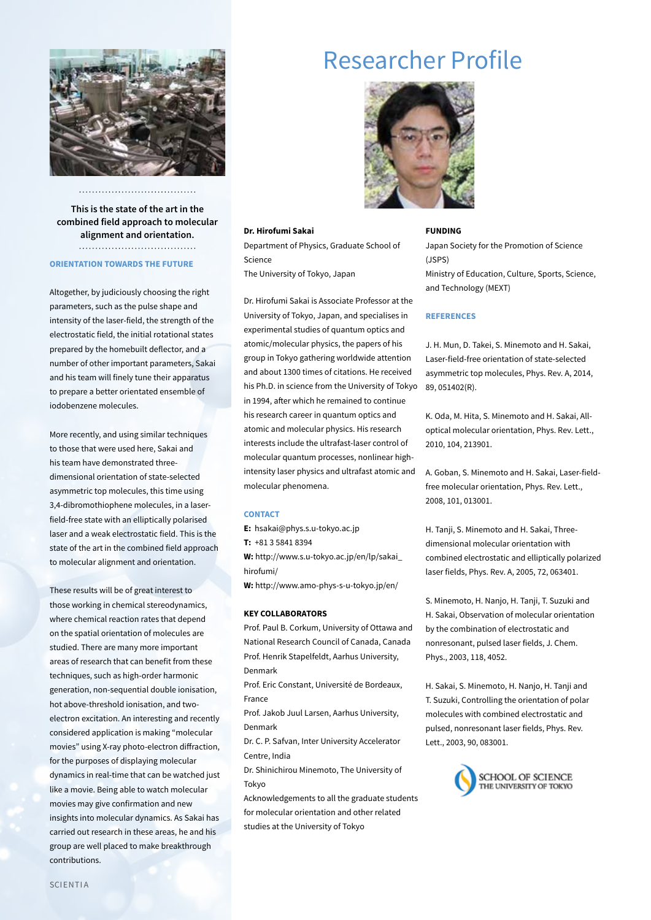This is the state of the art in the combined field approach to molecular alignment and orientation.

### ORIENTATION TOWARDS THE FUTURE

Altogether, by judiciously choosing the right parameters, such as the pulse shape and intensity of the laser-field, the strength of the electrostatic field, the initial rotational states prepared by the homebuilt deflector, and a number of other important parameters, Sakai and his team will finely tune their apparatus to prepare a better orientated ensemble of iodobenzene molecules.

More recently, and using similar techniques to those that were used here, Sakai and his team have demonstrated three-dimensional orientation of state-selected asymmetric top molecules, this time using 3,4-dibromothiophene molecules, in a laser-field-free state with an elliptically polarised laser and a weak electrostatic field. This is the state of the art in the combined field approach to molecular alignment and orientation.

These results will be of great interest to those working in chemical stereodynamics, where chemical reaction rates that depend on the spatial orientation of molecules are studied. There are many more important areas of research that can benefit from these techniques, such as high-order harmonic generation, non-sequential double ionisation, hot above-threshold ionisation, and two-electron excitation. An interesting and recently considered application is making "molecular movies" using X-ray photo-electron diffraction, for the purposes of displaying molecular dynamics in real-time that can be watched just like a movie. Being able to watch molecular movies may give confirmation and new insights into molecular dynamics. As Sakai has carried out research in these areas, he and his group are well placed to make breakthrough contributions.

# Researcher Profile

**Dr. Hirofumi Sakai**
Department of Physics, Graduate School of Science
The University of Tokyo, Japan

Dr. Hirofumi Sakai is Associate Professor at the University of Tokyo, Japan, and specialises in experimental studies of quantum optics and atomic/molecular physics, the papers of his group in Tokyo gathering worldwide attention and about 1300 times of citations. He received his Ph.D. in science from the University of Tokyo in 1994, after which he remained to continue his research career in quantum optics and atomic and molecular physics. His research interests include the ultrafast-laser control of molecular quantum processes, nonlinear high-intensity laser physics and ultrafast atomic and molecular phenomena.

### CONTACT

**E:** hsakai@phys.s.u-tokyo.ac.jp
**T:** +81 3 5841 8394
**W:** http://www.s.u-tokyo.ac.jp/en/lp/sakai_hirofumi/
**W:** http://www.amo-phys-s-u-tokyo.jp/en/

### KEY COLLABORATORS

Prof. Paul B. Corkum, University of Ottawa and National Research Council of Canada, Canada
Prof. Henrik Stapelfeldt, Aarhus University, Denmark
Prof. Eric Constant, Université de Bordeaux, France
Prof. Jakob Juul Larsen, Aarhus University, Denmark
Dr. C. P. Safvan, Inter University Accelerator Centre, India
Dr. Shinichirou Minemoto, The University of Tokyo
Acknowledgements to all the graduate students for molecular orientation and other related studies at the University of Tokyo

### FUNDING

Japan Society for the Promotion of Science (JSPS)
Ministry of Education, Culture, Sports, Science, and Technology (MEXT)

### REFERENCES

J. H. Mun, D. Takei, S. Minemoto and H. Sakai, Laser-field-free orientation of state-selected asymmetric top molecules, Phys. Rev. A, 2014, 89, 051402(R).

K. Oda, M. Hita, S. Minemoto and H. Sakai, All-optical molecular orientation, Phys. Rev. Lett., 2010, 104, 213901.

A. Goban, S. Minemoto and H. Sakai, Laser-field-free molecular orientation, Phys. Rev. Lett., 2008, 101, 013001.

H. Tanji, S. Minemoto and H. Sakai, Three-dimensional molecular orientation with combined electrostatic and elliptically polarized laser fields, Phys. Rev. A, 2005, 72, 063401.

S. Minemoto, H. Nanjo, H. Tanji, T. Suzuki and H. Sakai, Observation of molecular orientation by the combination of electrostatic and nonresonant, pulsed laser fields, J. Chem. Phys., 2003, 118, 4052.

H. Sakai, S. Minemoto, H. Nanjo, H. Tanji and T. Suzuki, Controlling the orientation of polar molecules with combined electrostatic and pulsed, nonresonant laser fields, Phys. Rev. Lett., 2003, 90, 083001.

SCHOOL OF SCIENCE
THE UNIVERSITY OF TOKYO